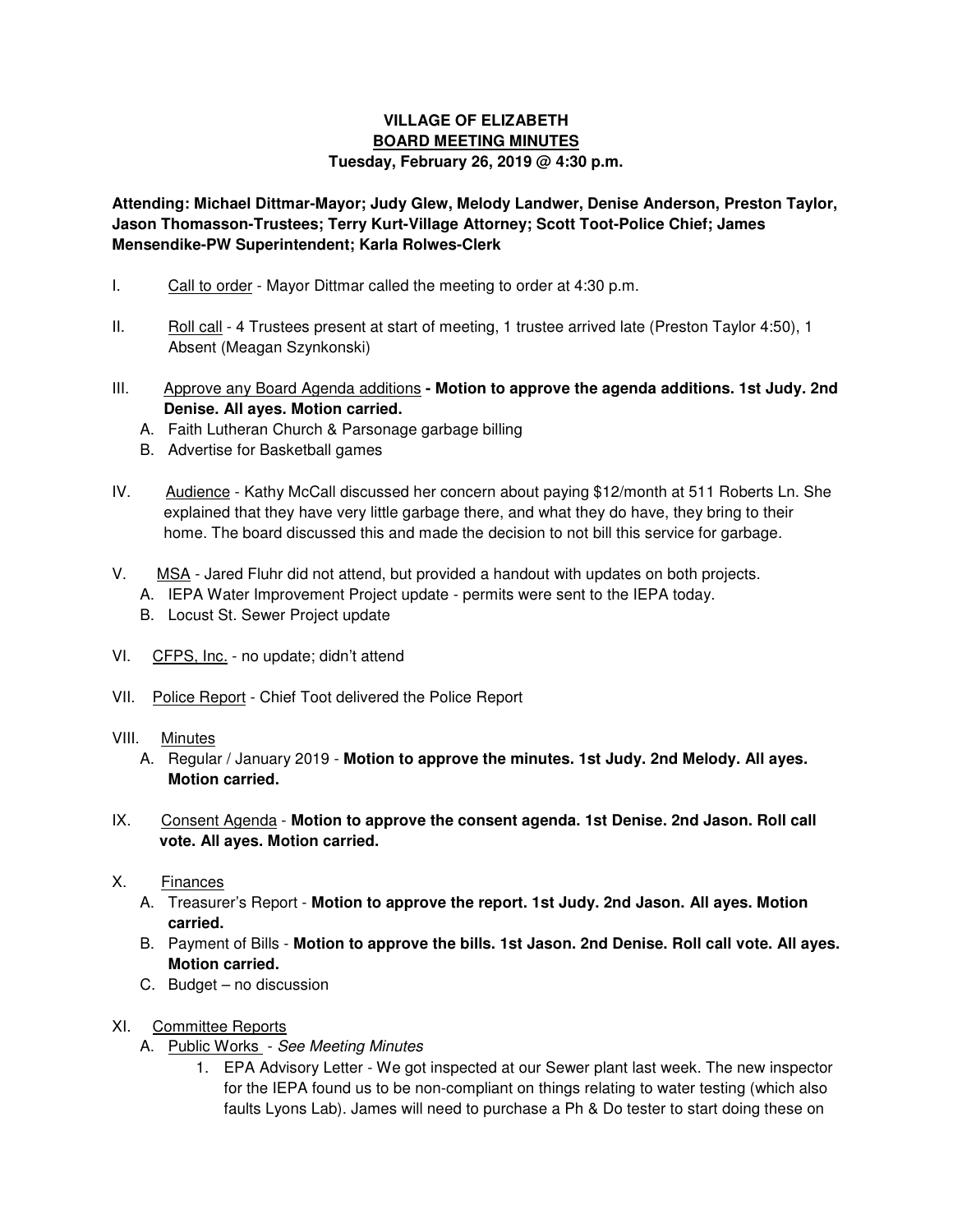# VILLAGE OF ELIZABETH
## BOARD MEETING MINUTES
### Tuesday, February 26, 2019 @ 4:30 p.m.

**Attending: Michael Dittmar-Mayor; Judy Glew, Melody Landwer, Denise Anderson, Preston Taylor, Jason Thomasson-Trustees; Terry Kurt-Village Attorney; Scott Toot-Police Chief; James Mensendike-PW Superintendent; Karla Rolwes-Clerk**

I. Call to order - Mayor Dittmar called the meeting to order at 4:30 p.m.

II. Roll call - 4 Trustees present at start of meeting, 1 trustee arrived late (Preston Taylor 4:50), 1 Absent (Meagan Szynkonski)

III. Approve any Board Agenda additions **- Motion to approve the agenda additions. 1st Judy. 2nd Denise. All ayes. Motion carried.**
   A. Faith Lutheran Church & Parsonage garbage billing
   B. Advertise for Basketball games

IV. Audience - Kathy McCall discussed her concern about paying $12/month at 511 Roberts Ln. She explained that they have very little garbage there, and what they do have, they bring to their home. The board discussed this and made the decision to not bill this service for garbage.

V. MSA - Jared Fluhr did not attend, but provided a handout with updates on both projects.
   A. IEPA Water Improvement Project update - permits were sent to the IEPA today.
   B. Locust St. Sewer Project update

VI. CFPS, Inc. - no update; didn't attend

VII. Police Report - Chief Toot delivered the Police Report

VIII. Minutes
   A. Regular / January 2019 - **Motion to approve the minutes. 1st Judy. 2nd Melody. All ayes. Motion carried.**

IX. Consent Agenda - **Motion to approve the consent agenda. 1st Denise. 2nd Jason. Roll call vote. All ayes. Motion carried.**

X. Finances
   A. Treasurer's Report - **Motion to approve the report. 1st Judy. 2nd Jason. All ayes. Motion carried.**
   B. Payment of Bills - **Motion to approve the bills. 1st Jason. 2nd Denise. Roll call vote. All ayes. Motion carried.**
   C. Budget – no discussion

XI. Committee Reports
   A. Public Works - *See Meeting Minutes*
      1. EPA Advisory Letter - We got inspected at our Sewer plant last week. The new inspector for the IEPA found us to be non-compliant on things relating to water testing (which also faults Lyons Lab). James will need to purchase a Ph & Do tester to start doing these on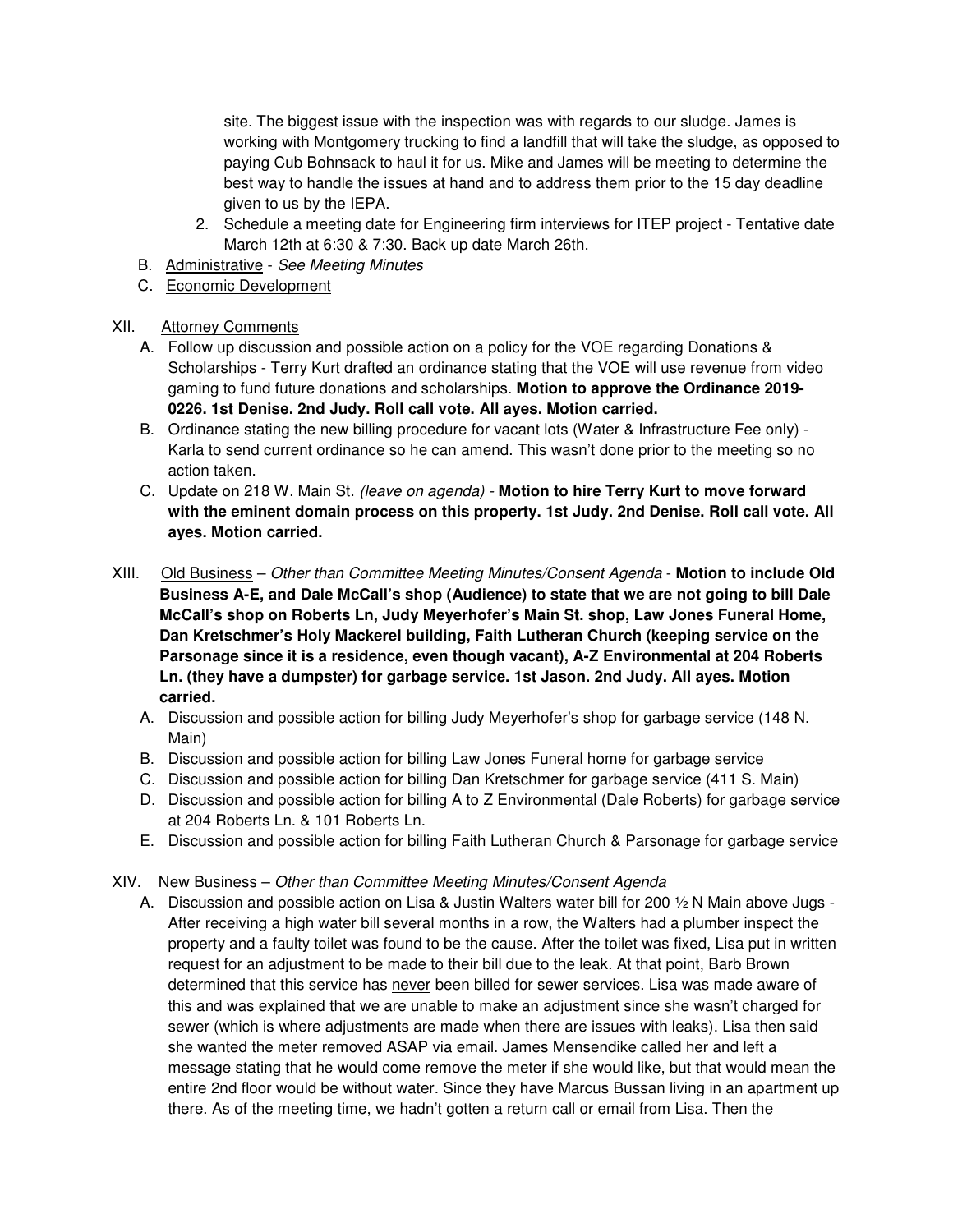site. The biggest issue with the inspection was with regards to our sludge. James is working with Montgomery trucking to find a landfill that will take the sludge, as opposed to paying Cub Bohnsack to haul it for us. Mike and James will be meeting to determine the best way to handle the issues at hand and to address them prior to the 15 day deadline given to us by the IEPA.

2. Schedule a meeting date for Engineering firm interviews for ITEP project - Tentative date March 12th at 6:30 & 7:30. Back up date March 26th.

B. Administrative - *See Meeting Minutes*

C. Economic Development

XII. Attorney Comments

A. Follow up discussion and possible action on a policy for the VOE regarding Donations & Scholarships - Terry Kurt drafted an ordinance stating that the VOE will use revenue from video gaming to fund future donations and scholarships. **Motion to approve the Ordinance 2019-0226. 1st Denise. 2nd Judy. Roll call vote. All ayes. Motion carried.**

B. Ordinance stating the new billing procedure for vacant lots (Water & Infrastructure Fee only) - Karla to send current ordinance so he can amend. This wasn't done prior to the meeting so no action taken.

C. Update on 218 W. Main St. *(leave on agenda)* - **Motion to hire Terry Kurt to move forward with the eminent domain process on this property. 1st Judy. 2nd Denise. Roll call vote. All ayes. Motion carried.**

XIII. Old Business – *Other than Committee Meeting Minutes/Consent Agenda* - **Motion to include Old Business A-E, and Dale McCall's shop (Audience) to state that we are not going to bill Dale McCall's shop on Roberts Ln, Judy Meyerhofer's Main St. shop, Law Jones Funeral Home, Dan Kretschmer's Holy Mackerel building, Faith Lutheran Church (keeping service on the Parsonage since it is a residence, even though vacant), A-Z Environmental at 204 Roberts Ln. (they have a dumpster) for garbage service. 1st Jason. 2nd Judy. All ayes. Motion carried.**

A. Discussion and possible action for billing Judy Meyerhofer's shop for garbage service (148 N. Main)

B. Discussion and possible action for billing Law Jones Funeral home for garbage service

C. Discussion and possible action for billing Dan Kretschmer for garbage service (411 S. Main)

D. Discussion and possible action for billing A to Z Environmental (Dale Roberts) for garbage service at 204 Roberts Ln. & 101 Roberts Ln.

E. Discussion and possible action for billing Faith Lutheran Church & Parsonage for garbage service

XIV. New Business – *Other than Committee Meeting Minutes/Consent Agenda*

A. Discussion and possible action on Lisa & Justin Walters water bill for 200 ½ N Main above Jugs - After receiving a high water bill several months in a row, the Walters had a plumber inspect the property and a faulty toilet was found to be the cause. After the toilet was fixed, Lisa put in written request for an adjustment to be made to their bill due to the leak. At that point, Barb Brown determined that this service has never been billed for sewer services. Lisa was made aware of this and was explained that we are unable to make an adjustment since she wasn't charged for sewer (which is where adjustments are made when there are issues with leaks). Lisa then said she wanted the meter removed ASAP via email. James Mensendike called her and left a message stating that he would come remove the meter if she would like, but that would mean the entire 2nd floor would be without water. Since they have Marcus Bussan living in an apartment up there. As of the meeting time, we hadn't gotten a return call or email from Lisa. Then the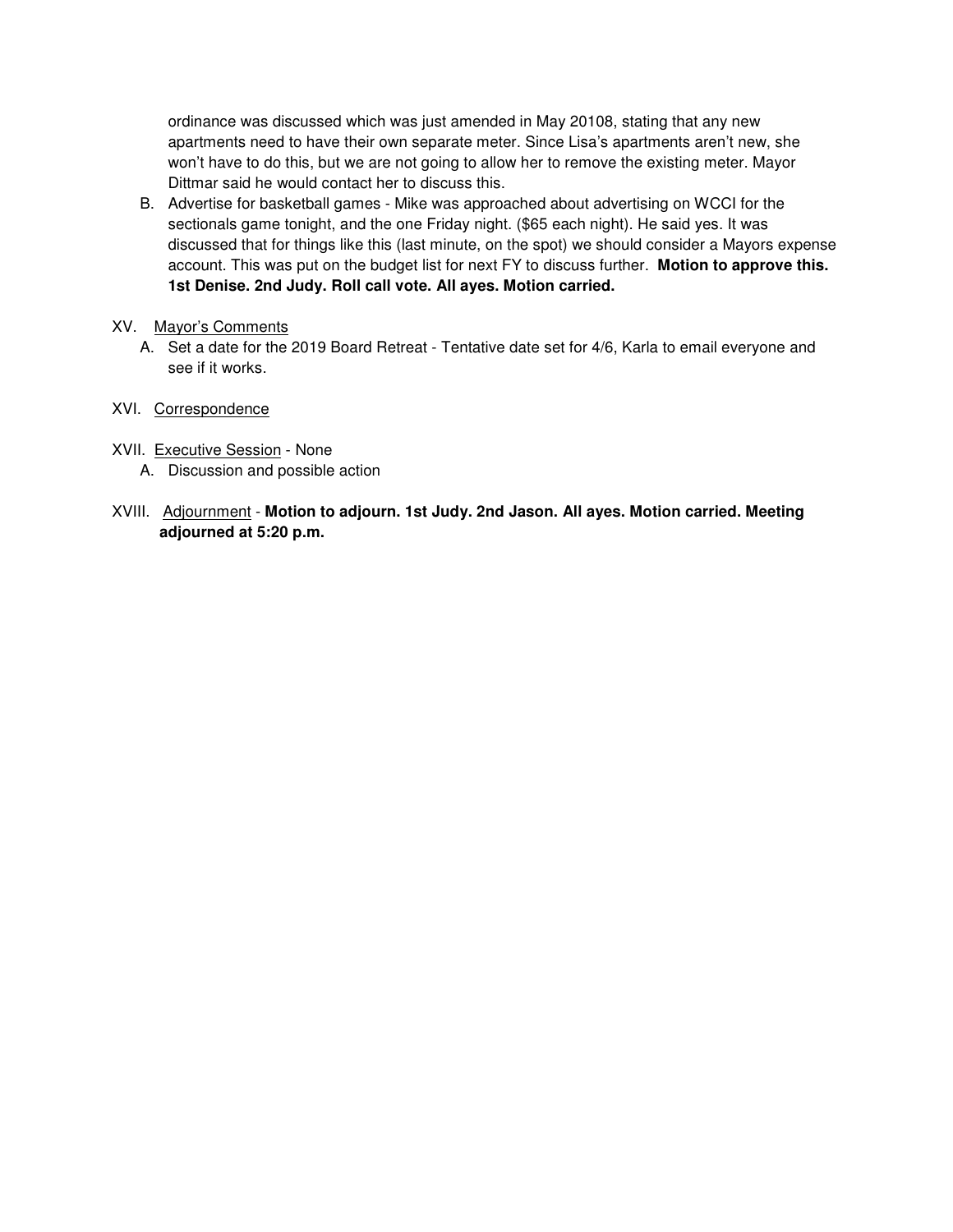ordinance was discussed which was just amended in May 20108, stating that any new apartments need to have their own separate meter. Since Lisa's apartments aren't new, she won't have to do this, but we are not going to allow her to remove the existing meter. Mayor Dittmar said he would contact her to discuss this.

B. Advertise for basketball games - Mike was approached about advertising on WCCI for the sectionals game tonight, and the one Friday night. ($65 each night). He said yes. It was discussed that for things like this (last minute, on the spot) we should consider a Mayors expense account. This was put on the budget list for next FY to discuss further. **Motion to approve this. 1st Denise. 2nd Judy. Roll call vote. All ayes. Motion carried.**

XV. Mayor's Comments

A. Set a date for the 2019 Board Retreat - Tentative date set for 4/6, Karla to email everyone and see if it works.

XVI. Correspondence

XVII. Executive Session - None

A. Discussion and possible action

XVIII. Adjournment - **Motion to adjourn. 1st Judy. 2nd Jason. All ayes. Motion carried. Meeting adjourned at 5:20 p.m.**